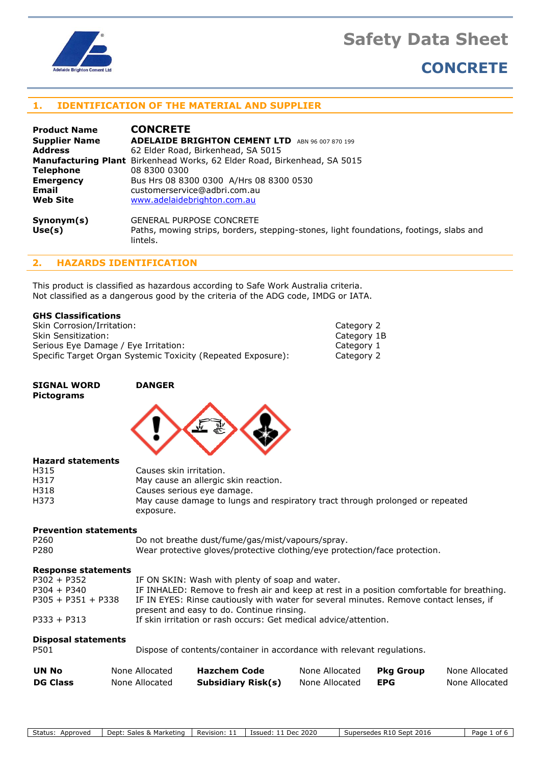# Safety Data Sheet

## CONCRETE

## 1. IDENTIFICATION OF THE MATERIAL AND SUPPLIER

| | |
|---|---|
| **Product Name** | **CONCRETE** |
| **Supplier Name** | **ADELAIDE BRIGHTON CEMENT LTD** ABN 96 007 870 199 |
| **Address** | 62 Elder Road, Birkenhead, SA 5015 |
| **Manufacturing Plant** | Birkenhead Works, 62 Elder Road, Birkenhead, SA 5015 |
| **Telephone** | 08 8300 0300 |
| **Emergency** | Bus Hrs 08 8300 0300 A/Hrs 08 8300 0530 |
| **Email** | customerservice@adbri.com.au |
| **Web Site** | www.adelaidebrighton.com.au |
| **Synonym(s)** | GENERAL PURPOSE CONCRETE |
| **Use(s)** | Paths, mowing strips, borders, stepping-stones, light foundations, footings, slabs and lintels. |

## 2. HAZARDS IDENTIFICATION

This product is classified as hazardous according to Safe Work Australia criteria.
Not classified as a dangerous good by the criteria of the ADG code, IMDG or IATA.

**GHS Classifications**

| | |
|---|---|
| Skin Corrosion/Irritation: | Category 2 |
| Skin Sensitization: | Category 1B |
| Serious Eye Damage / Eye Irritation: | Category 1 |
| Specific Target Organ Systemic Toxicity (Repeated Exposure): | Category 2 |

**SIGNAL WORD** **DANGER**

**Pictograms**

**Hazard statements**

| | |
|---|---|
| H315 | Causes skin irritation. |
| H317 | May cause an allergic skin reaction. |
| H318 | Causes serious eye damage. |
| H373 | May cause damage to lungs and respiratory tract through prolonged or repeated exposure. |

**Prevention statements**

| | |
|---|---|
| P260 | Do not breathe dust/fume/gas/mist/vapours/spray. |
| P280 | Wear protective gloves/protective clothing/eye protection/face protection. |

**Response statements**

| | |
|---|---|
| P302 + P352 | IF ON SKIN: Wash with plenty of soap and water. |
| P304 + P340 | IF INHALED: Remove to fresh air and keep at rest in a position comfortable for breathing. |
| P305 + P351 + P338 | IF IN EYES: Rinse cautiously with water for several minutes. Remove contact lenses, if present and easy to do. Continue rinsing. |
| P333 + P313 | If skin irritation or rash occurs: Get medical advice/attention. |

**Disposal statements**

| | |
|---|---|
| P501 | Dispose of contents/container in accordance with relevant regulations. |

| | | | | | |
|---|---|---|---|---|---|
| **UN No** | None Allocated | **Hazchem Code** | None Allocated | **Pkg Group** | None Allocated |
| **DG Class** | None Allocated | **Subsidiary Risk(s)** | None Allocated | **EPG** | None Allocated |

| Status: Approved | Dept: Sales & Marketing | Revision: 11 | Issued: 11 Dec 2020 | Supersedes R10 Sept 2016 |
|---|---|---|---|---|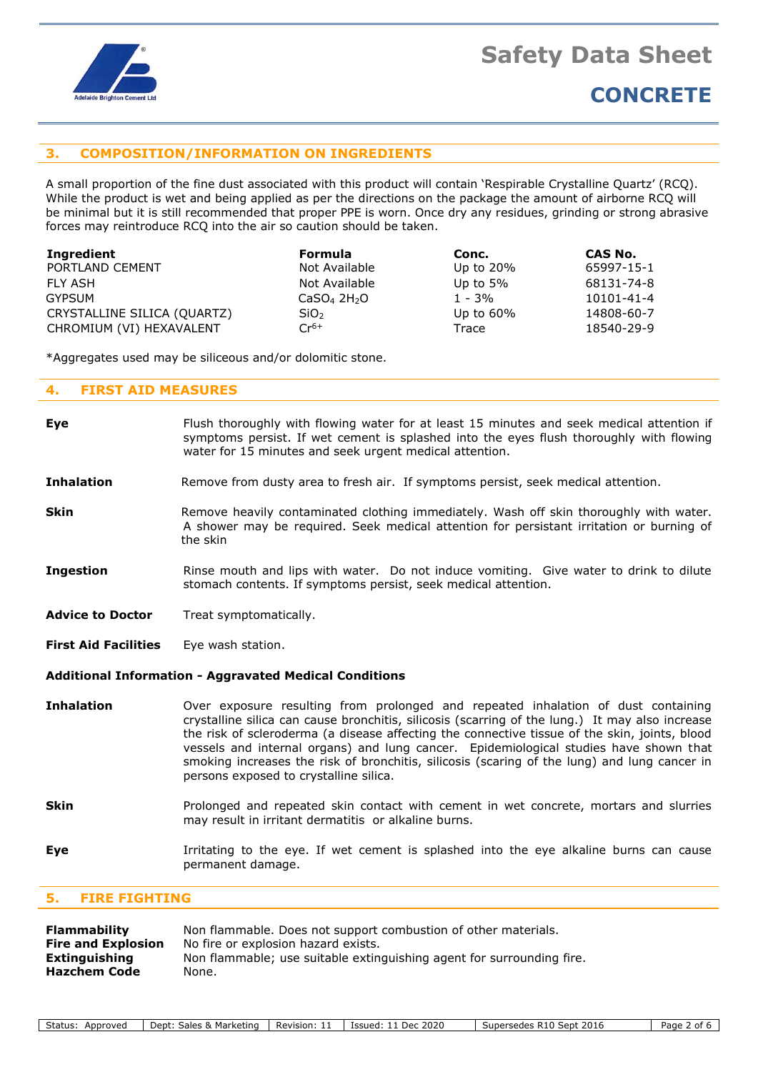## 3. COMPOSITION/INFORMATION ON INGREDIENTS

A small proportion of the fine dust associated with this product will contain 'Respirable Crystalline Quartz' (RCQ). While the product is wet and being applied as per the directions on the package the amount of airborne RCQ will be minimal but it is still recommended that proper PPE is worn. Once dry any residues, grinding or strong abrasive forces may reintroduce RCQ into the air so caution should be taken.

| Ingredient | Formula | Conc. | CAS No. |
|---|---|---|---|
| PORTLAND CEMENT | Not Available | Up to 20% | 65997-15-1 |
| FLY ASH | Not Available | Up to 5% | 68131-74-8 |
| GYPSUM | $CaSO_4 2H_2O$ | 1 - 3% | 10101-41-4 |
| CRYSTALLINE SILICA (QUARTZ) | $SiO_2$ | Up to 60% | 14808-60-7 |
| CHROMIUM (VI) HEXAVALENT | $Cr^{6+}$ | Trace | 18540-29-9 |

*Aggregates used may be siliceous and/or dolomitic stone.

## 4. FIRST AID MEASURES

**Eye** Flush thoroughly with flowing water for at least 15 minutes and seek medical attention if symptoms persist. If wet cement is splashed into the eyes flush thoroughly with flowing water for 15 minutes and seek urgent medical attention.

**Inhalation** Remove from dusty area to fresh air. If symptoms persist, seek medical attention.

**Skin** Remove heavily contaminated clothing immediately. Wash off skin thoroughly with water. A shower may be required. Seek medical attention for persistant irritation or burning of the skin

**Ingestion** Rinse mouth and lips with water. Do not induce vomiting. Give water to drink to dilute stomach contents. If symptoms persist, seek medical attention.

**Advice to Doctor** Treat symptomatically.

**First Aid Facilities** Eye wash station.

### Additional Information - Aggravated Medical Conditions

**Inhalation** Over exposure resulting from prolonged and repeated inhalation of dust containing crystalline silica can cause bronchitis, silicosis (scarring of the lung.) It may also increase the risk of scleroderma (a disease affecting the connective tissue of the skin, joints, blood vessels and internal organs) and lung cancer. Epidemiological studies have shown that smoking increases the risk of bronchitis, silicosis (scaring of the lung) and lung cancer in persons exposed to crystalline silica.

**Skin** Prolonged and repeated skin contact with cement in wet concrete, mortars and slurries may result in irritant dermatitis or alkaline burns.

**Eye** Irritating to the eye. If wet cement is splashed into the eye alkaline burns can cause permanent damage.

## 5. FIRE FIGHTING

**Flammability** Non flammable. Does not support combustion of other materials.
**Fire and Explosion** No fire or explosion hazard exists.
**Extinguishing** Non flammable; use suitable extinguishing agent for surrounding fire.
**Hazchem Code** None.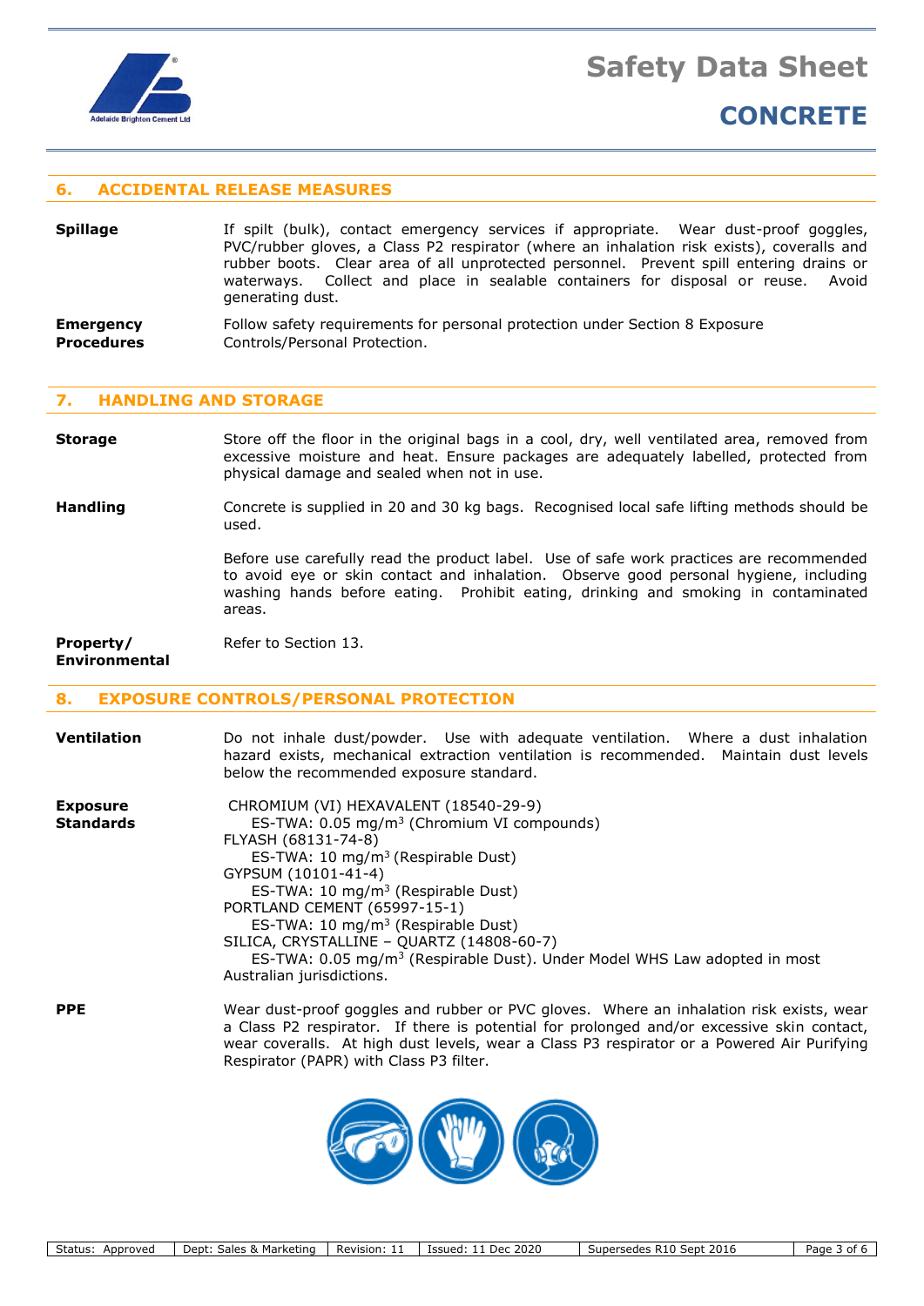## 6. ACCIDENTAL RELEASE MEASURES

**Spillage**

If spilt (bulk), contact emergency services if appropriate. Wear dust-proof goggles, PVC/rubber gloves, a Class P2 respirator (where an inhalation risk exists), coveralls and rubber boots. Clear area of all unprotected personnel. Prevent spill entering drains or waterways. Collect and place in sealable containers for disposal or reuse. Avoid generating dust.

**Emergency Procedures**

Follow safety requirements for personal protection under Section 8 Exposure Controls/Personal Protection.

## 7. HANDLING AND STORAGE

**Storage**

Store off the floor in the original bags in a cool, dry, well ventilated area, removed from excessive moisture and heat. Ensure packages are adequately labelled, protected from physical damage and sealed when not in use.

**Handling**

Concrete is supplied in 20 and 30 kg bags. Recognised local safe lifting methods should be used.

Before use carefully read the product label. Use of safe work practices are recommended to avoid eye or skin contact and inhalation. Observe good personal hygiene, including washing hands before eating. Prohibit eating, drinking and smoking in contaminated areas.

**Property/ Environmental**

Refer to Section 13.

## 8. EXPOSURE CONTROLS/PERSONAL PROTECTION

**Ventilation**

Do not inhale dust/powder. Use with adequate ventilation. Where a dust inhalation hazard exists, mechanical extraction ventilation is recommended. Maintain dust levels below the recommended exposure standard.

**Exposure Standards**

CHROMIUM (VI) HEXAVALENT (18540-29-9)
ES-TWA: 0.05 mg/m$^3$ (Chromium VI compounds)
FLYASH (68131-74-8)
ES-TWA: 10 mg/m$^3$ (Respirable Dust)
GYPSUM (10101-41-4)
ES-TWA: 10 mg/m$^3$ (Respirable Dust)
PORTLAND CEMENT (65997-15-1)
ES-TWA: 10 mg/m$^3$ (Respirable Dust)
SILICA, CRYSTALLINE – QUARTZ (14808-60-7)
ES-TWA: 0.05 mg/m$^3$ (Respirable Dust). Under Model WHS Law adopted in most Australian jurisdictions.

**PPE**

Wear dust-proof goggles and rubber or PVC gloves. Where an inhalation risk exists, wear a Class P2 respirator. If there is potential for prolonged and/or excessive skin contact, wear coveralls. At high dust levels, wear a Class P3 respirator or a Powered Air Purifying Respirator (PAPR) with Class P3 filter.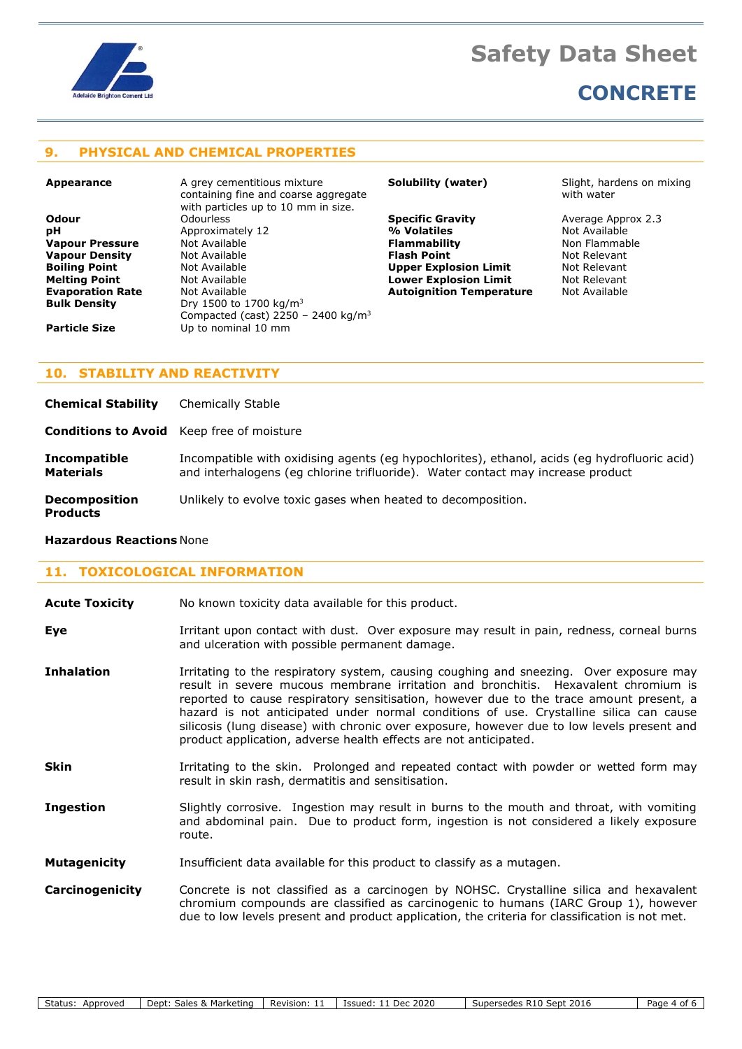## 9. PHYSICAL AND CHEMICAL PROPERTIES

| | | | |
|---|---|---|---|
| **Appearance** | A grey cementitious mixture containing fine and coarse aggregate with particles up to 10 mm in size. | **Solubility (water)** | Slight, hardens on mixing with water |
| **Odour** | Odourless | **Specific Gravity** | Average Approx 2.3 |
| **pH** | Approximately 12 | **% Volatiles** | Not Available |
| **Vapour Pressure** | Not Available | **Flammability** | Non Flammable |
| **Vapour Density** | Not Available | **Flash Point** | Not Relevant |
| **Boiling Point** | Not Available | **Upper Explosion Limit** | Not Relevant |
| **Melting Point** | Not Available | **Lower Explosion Limit** | Not Relevant |
| **Evaporation Rate** | Not Available | **Autoignition Temperature** | Not Available |
| **Bulk Density** | Dry 1500 to 1700 kg/$m^3$ Compacted (cast) 2250 – 2400 kg/$m^3$ | | |
| **Particle Size** | Up to nominal 10 mm | | |

## 10. STABILITY AND REACTIVITY

**Chemical Stability** Chemically Stable

**Conditions to Avoid** Keep free of moisture

**Incompatible Materials** Incompatible with oxidising agents (eg hypochlorites), ethanol, acids (eg hydrofluoric acid) and interhalogens (eg chlorine trifluoride). Water contact may increase product

**Decomposition Products** Unlikely to evolve toxic gases when heated to decomposition.

**Hazardous Reactions** None

## 11. TOXICOLOGICAL INFORMATION

**Acute Toxicity** No known toxicity data available for this product.

**Eye** Irritant upon contact with dust. Over exposure may result in pain, redness, corneal burns and ulceration with possible permanent damage.

**Inhalation** Irritating to the respiratory system, causing coughing and sneezing. Over exposure may result in severe mucous membrane irritation and bronchitis. Hexavalent chromium is reported to cause respiratory sensitisation, however due to the trace amount present, a hazard is not anticipated under normal conditions of use. Crystalline silica can cause silicosis (lung disease) with chronic over exposure, however due to low levels present and product application, adverse health effects are not anticipated.

**Skin** Irritating to the skin. Prolonged and repeated contact with powder or wetted form may result in skin rash, dermatitis and sensitisation.

**Ingestion** Slightly corrosive. Ingestion may result in burns to the mouth and throat, with vomiting and abdominal pain. Due to product form, ingestion is not considered a likely exposure route.

**Mutagenicity** Insufficient data available for this product to classify as a mutagen.

**Carcinogenicity** Concrete is not classified as a carcinogen by NOHSC. Crystalline silica and hexavalent chromium compounds are classified as carcinogenic to humans (IARC Group 1), however due to low levels present and product application, the criteria for classification is not met.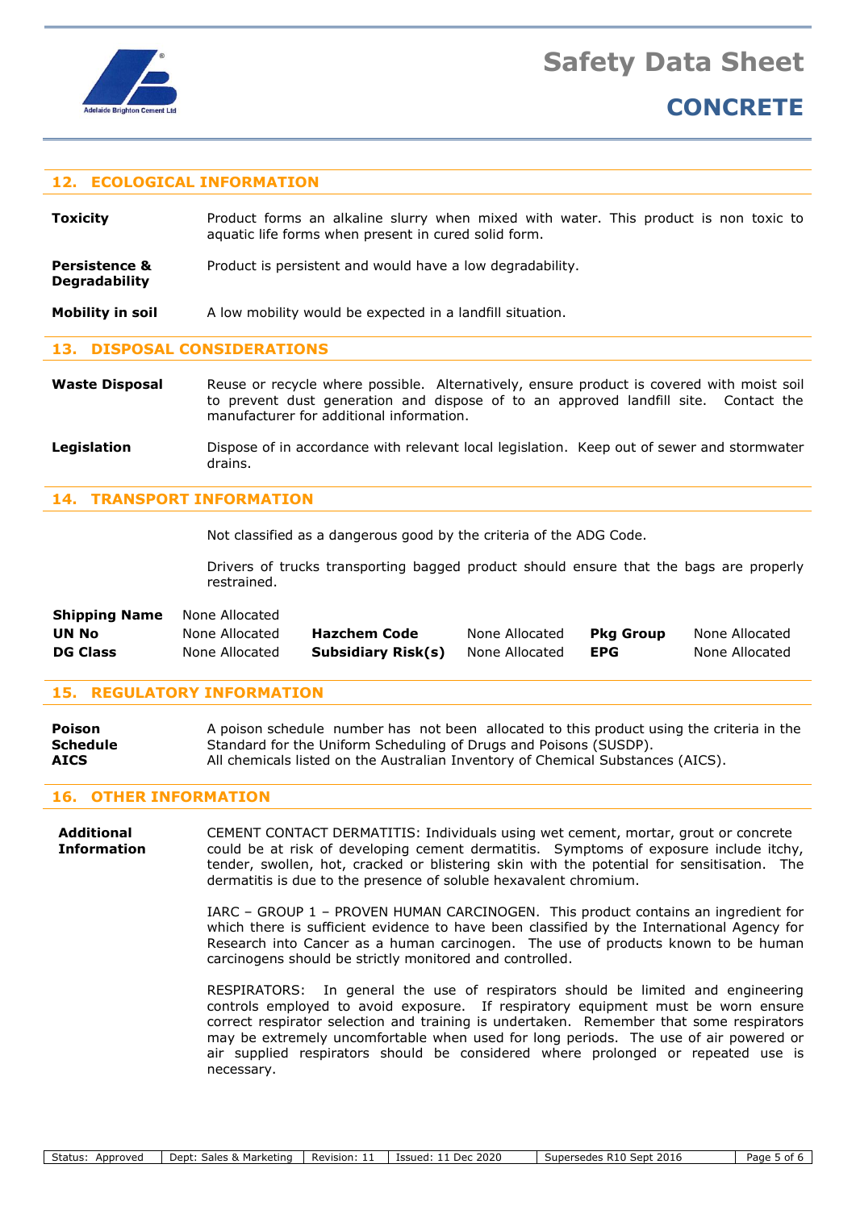## 12. ECOLOGICAL INFORMATION

**Toxicity**

Product forms an alkaline slurry when mixed with water. This product is non toxic to aquatic life forms when present in cured solid form.

**Persistence & Degradability**

Product is persistent and would have a low degradability.

**Mobility in soil**

A low mobility would be expected in a landfill situation.

## 13. DISPOSAL CONSIDERATIONS

**Waste Disposal**

Reuse or recycle where possible. Alternatively, ensure product is covered with moist soil to prevent dust generation and dispose of to an approved landfill site. Contact the manufacturer for additional information.

**Legislation**

Dispose of in accordance with relevant local legislation. Keep out of sewer and stormwater drains.

## 14. TRANSPORT INFORMATION

Not classified as a dangerous good by the criteria of the ADG Code.

Drivers of trucks transporting bagged product should ensure that the bags are properly restrained.

| | | | | | |
|---|---|---|---|---|---|
| **Shipping Name** | None Allocated | | | | |
| **UN No** | None Allocated | **Hazchem Code** | None Allocated | **Pkg Group** | None Allocated |
| **DG Class** | None Allocated | **Subsidiary Risk(s)** | None Allocated | **EPG** | None Allocated |

## 15. REGULATORY INFORMATION

**Poison Schedule**

A poison schedule number has not been allocated to this product using the criteria in the Standard for the Uniform Scheduling of Drugs and Poisons (SUSDP).

**AICS**

All chemicals listed on the Australian Inventory of Chemical Substances (AICS).

## 16. OTHER INFORMATION

**Additional Information**

CEMENT CONTACT DERMATITIS: Individuals using wet cement, mortar, grout or concrete could be at risk of developing cement dermatitis. Symptoms of exposure include itchy, tender, swollen, hot, cracked or blistering skin with the potential for sensitisation. The dermatitis is due to the presence of soluble hexavalent chromium.

IARC – GROUP 1 – PROVEN HUMAN CARCINOGEN. This product contains an ingredient for which there is sufficient evidence to have been classified by the International Agency for Research into Cancer as a human carcinogen. The use of products known to be human carcinogens should be strictly monitored and controlled.

RESPIRATORS: In general the use of respirators should be limited and engineering controls employed to avoid exposure. If respiratory equipment must be worn ensure correct respirator selection and training is undertaken. Remember that some respirators may be extremely uncomfortable when used for long periods. The use of air powered or air supplied respirators should be considered where prolonged or repeated use is necessary.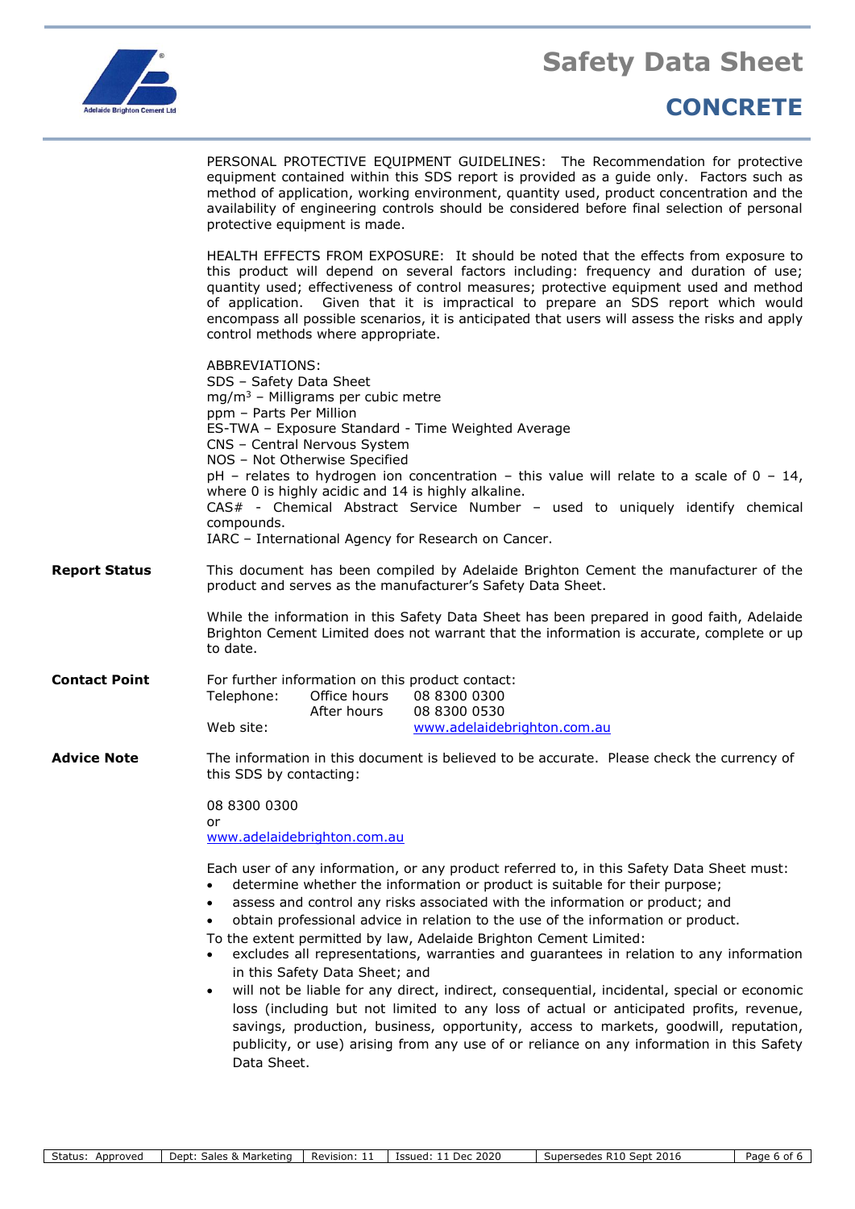PERSONAL PROTECTIVE EQUIPMENT GUIDELINES: The Recommendation for protective equipment contained within this SDS report is provided as a guide only. Factors such as method of application, working environment, quantity used, product concentration and the availability of engineering controls should be considered before final selection of personal protective equipment is made.

HEALTH EFFECTS FROM EXPOSURE: It should be noted that the effects from exposure to this product will depend on several factors including: frequency and duration of use; quantity used; effectiveness of control measures; protective equipment used and method of application. Given that it is impractical to prepare an SDS report which would encompass all possible scenarios, it is anticipated that users will assess the risks and apply control methods where appropriate.

ABBREVIATIONS:
SDS – Safety Data Sheet
$mg/m^3$ – Milligrams per cubic metre
ppm – Parts Per Million
ES-TWA – Exposure Standard - Time Weighted Average
CNS – Central Nervous System
NOS – Not Otherwise Specified
pH – relates to hydrogen ion concentration – this value will relate to a scale of 0 – 14, where 0 is highly acidic and 14 is highly alkaline.
CAS# - Chemical Abstract Service Number – used to uniquely identify chemical compounds.
IARC – International Agency for Research on Cancer.

**Report Status**

This document has been compiled by Adelaide Brighton Cement the manufacturer of the product and serves as the manufacturer's Safety Data Sheet.

While the information in this Safety Data Sheet has been prepared in good faith, Adelaide Brighton Cement Limited does not warrant that the information is accurate, complete or up to date.

**Contact Point**

For further information on this product contact:

| | | |
|---|---|---|
| Telephone: | Office hours | 08 8300 0300 |
| | After hours | 08 8300 0530 |
| Web site: | | www.adelaidebrighton.com.au |

**Advice Note**

The information in this document is believed to be accurate. Please check the currency of this SDS by contacting:

08 8300 0300
or
www.adelaidebrighton.com.au

Each user of any information, or any product referred to, in this Safety Data Sheet must:

- determine whether the information or product is suitable for their purpose;
- assess and control any risks associated with the information or product; and
- obtain professional advice in relation to the use of the information or product.

To the extent permitted by law, Adelaide Brighton Cement Limited:

- excludes all representations, warranties and guarantees in relation to any information in this Safety Data Sheet; and
- will not be liable for any direct, indirect, consequential, incidental, special or economic loss (including but not limited to any loss of actual or anticipated profits, revenue, savings, production, business, opportunity, access to markets, goodwill, reputation, publicity, or use) arising from any use of or reliance on any information in this Safety Data Sheet.